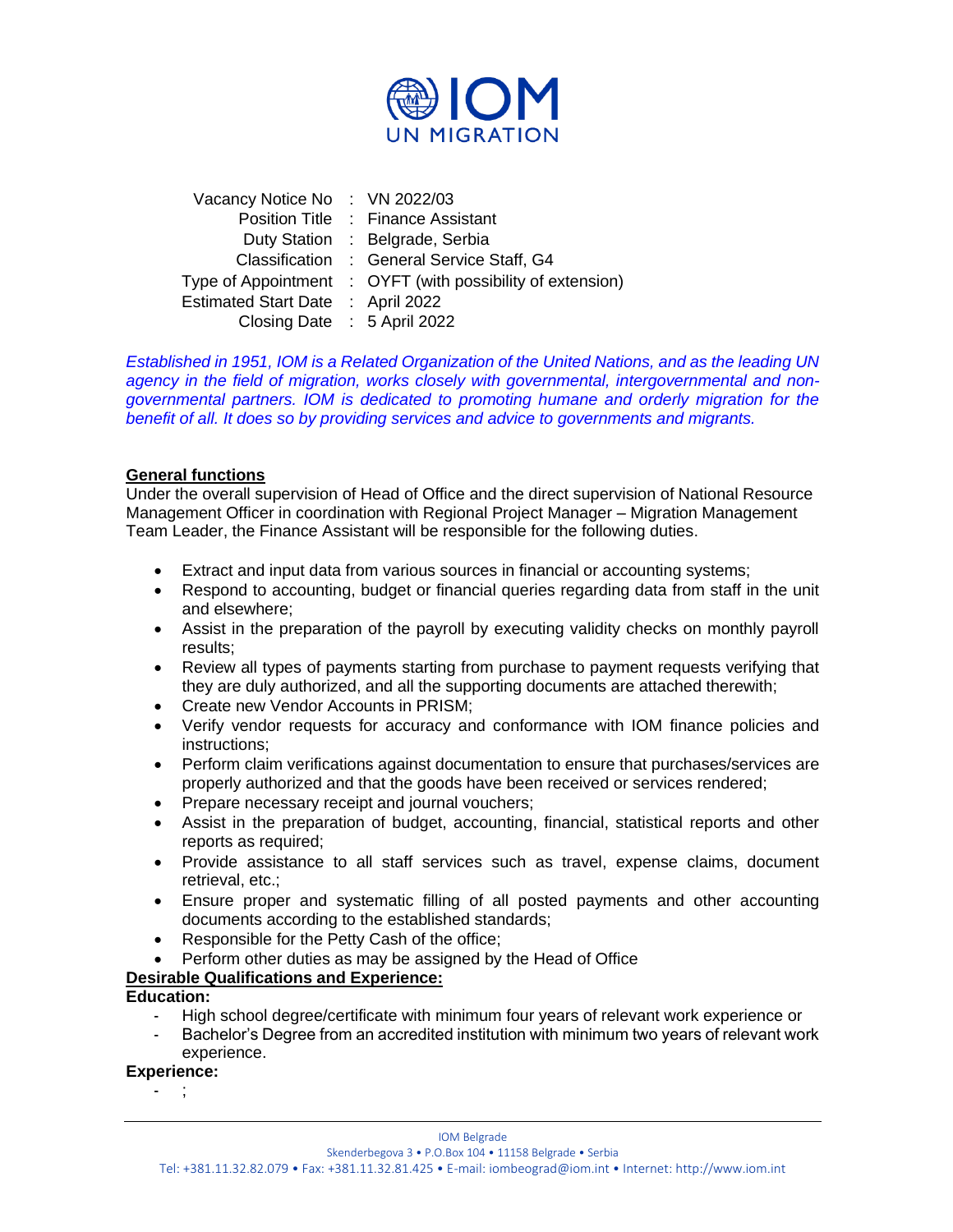IOM UN MIGRATION

| | | |
|---|---|---|
| Vacancy Notice No | : | VN 2022/03 |
| Position Title | : | Finance Assistant |
| Duty Station | : | Belgrade, Serbia |
| Classification | : | General Service Staff, G4 |
| Type of Appointment | : | OYFT (with possibility of extension) |
| Estimated Start Date | : | April 2022 |
| Closing Date | : | 5 April 2022 |

*Established in 1951, IOM is a Related Organization of the United Nations, and as the leading UN agency in the field of migration, works closely with governmental, intergovernmental and non-governmental partners. IOM is dedicated to promoting humane and orderly migration for the benefit of all. It does so by providing services and advice to governments and migrants.*

## General functions

Under the overall supervision of Head of Office and the direct supervision of National Resource Management Officer in coordination with Regional Project Manager – Migration Management Team Leader, the Finance Assistant will be responsible for the following duties.

- Extract and input data from various sources in financial or accounting systems;
- Respond to accounting, budget or financial queries regarding data from staff in the unit and elsewhere;
- Assist in the preparation of the payroll by executing validity checks on monthly payroll results;
- Review all types of payments starting from purchase to payment requests verifying that they are duly authorized, and all the supporting documents are attached therewith;
- Create new Vendor Accounts in PRISM;
- Verify vendor requests for accuracy and conformance with IOM finance policies and instructions;
- Perform claim verifications against documentation to ensure that purchases/services are properly authorized and that the goods have been received or services rendered;
- Prepare necessary receipt and journal vouchers;
- Assist in the preparation of budget, accounting, financial, statistical reports and other reports as required;
- Provide assistance to all staff services such as travel, expense claims, document retrieval, etc.;
- Ensure proper and systematic filling of all posted payments and other accounting documents according to the established standards;
- Responsible for the Petty Cash of the office;
- Perform other duties as may be assigned by the Head of Office

## Desirable Qualifications and Experience:

**Education:**

- High school degree/certificate with minimum four years of relevant work experience or
- Bachelor's Degree from an accredited institution with minimum two years of relevant work experience.

**Experience:**

- ;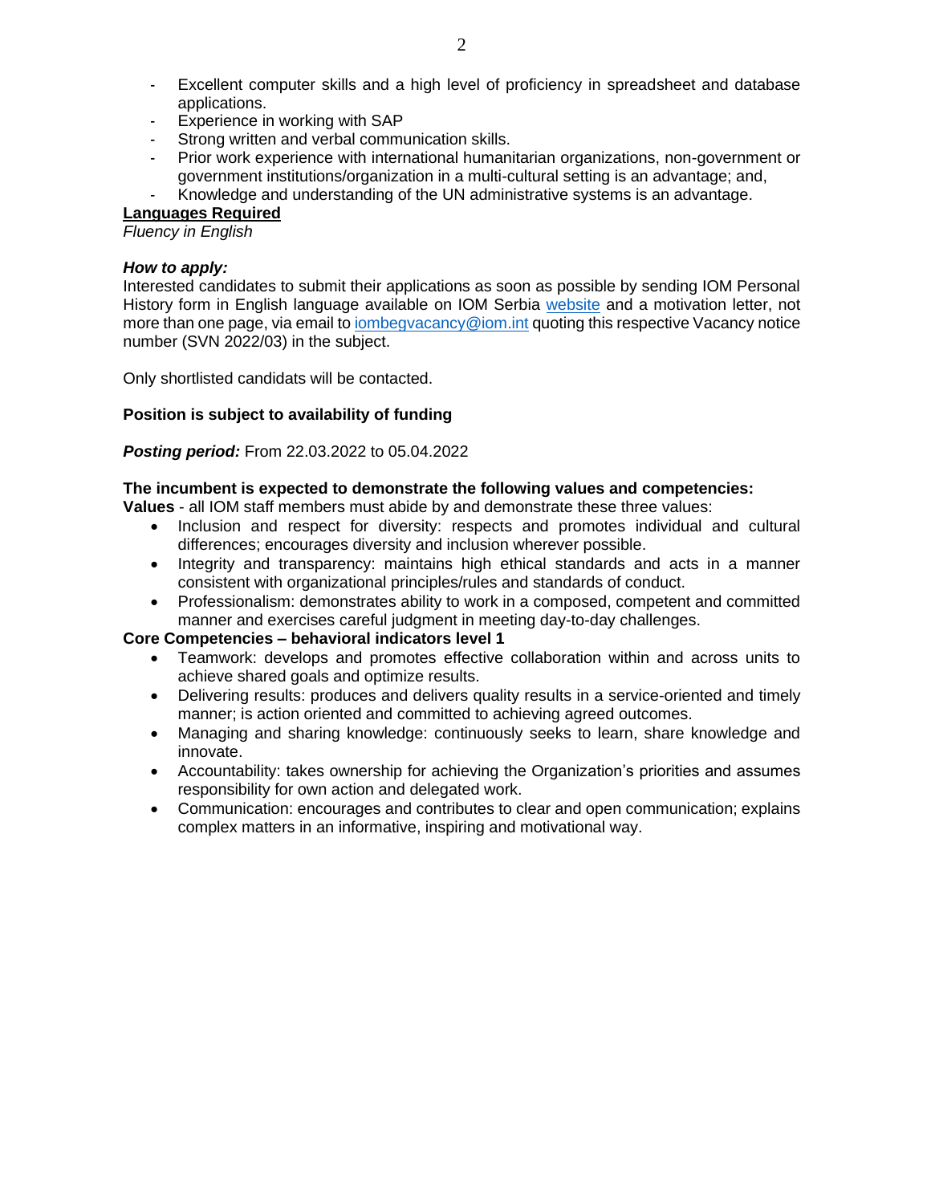- Excellent computer skills and a high level of proficiency in spreadsheet and database applications.
- Experience in working with SAP
- Strong written and verbal communication skills.
- Prior work experience with international humanitarian organizations, non-government or government institutions/organization in a multi-cultural setting is an advantage; and,
- Knowledge and understanding of the UN administrative systems is an advantage.

**Languages Required**

*Fluency in English*

***How to apply:***

Interested candidates to submit their applications as soon as possible by sending IOM Personal History form in English language available on IOM Serbia website and a motivation letter, not more than one page, via email to iombegvacancy@iom.int quoting this respective Vacancy notice number (SVN 2022/03) in the subject.

Only shortlisted candidats will be contacted.

**Position is subject to availability of funding**

***Posting period:*** From 22.03.2022 to 05.04.2022

**The incumbent is expected to demonstrate the following values and competencies:**

**Values** - all IOM staff members must abide by and demonstrate these three values:

- Inclusion and respect for diversity: respects and promotes individual and cultural differences; encourages diversity and inclusion wherever possible.
- Integrity and transparency: maintains high ethical standards and acts in a manner consistent with organizational principles/rules and standards of conduct.
- Professionalism: demonstrates ability to work in a composed, competent and committed manner and exercises careful judgment in meeting day-to-day challenges.

**Core Competencies – behavioral indicators level 1**

- Teamwork: develops and promotes effective collaboration within and across units to achieve shared goals and optimize results.
- Delivering results: produces and delivers quality results in a service-oriented and timely manner; is action oriented and committed to achieving agreed outcomes.
- Managing and sharing knowledge: continuously seeks to learn, share knowledge and innovate.
- Accountability: takes ownership for achieving the Organization's priorities and assumes responsibility for own action and delegated work.
- Communication: encourages and contributes to clear and open communication; explains complex matters in an informative, inspiring and motivational way.